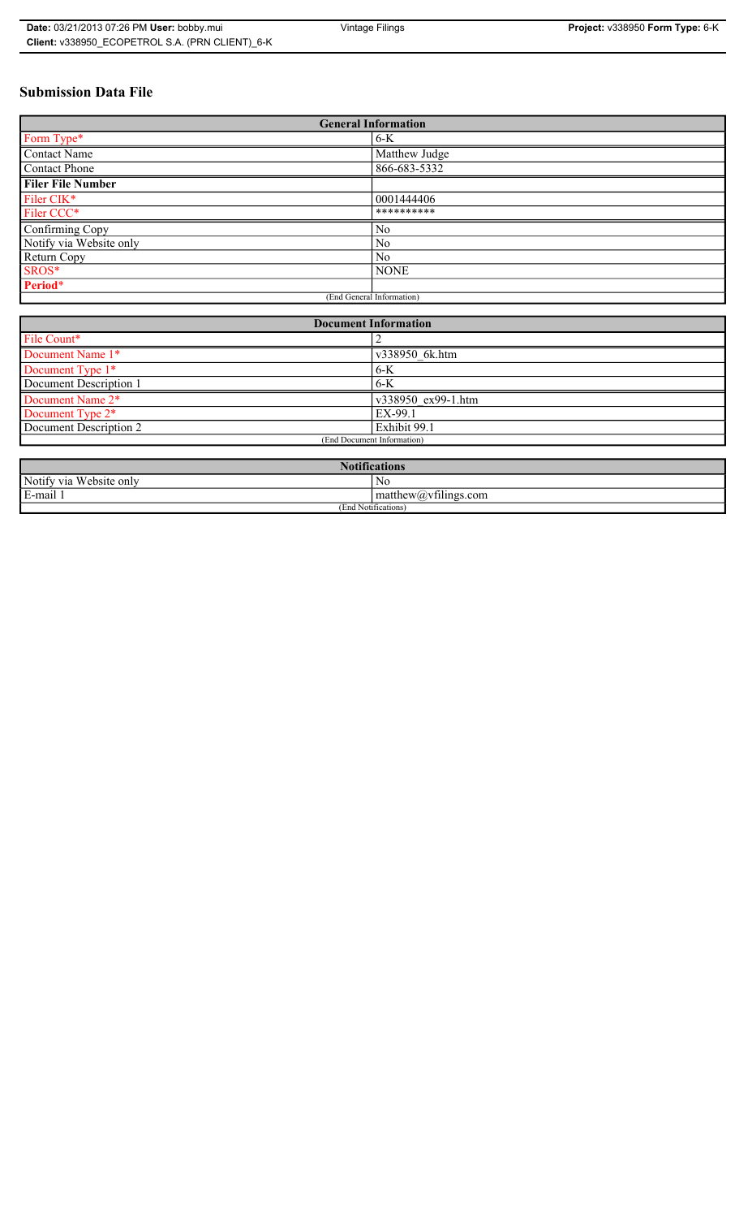# Submission Data File

| General Information | |
|---|---|
| Form Type* | 6-K |
| Contact Name | Matthew Judge |
| Contact Phone | 866-683-5332 |
| **Filer File Number** | |
| Filer CIK* | 0001444406 |
| Filer CCC* | ********** |
| Confirming Copy | No |
| Notify via Website only | No |
| Return Copy | No |
| SROS* | NONE |
| **Period*** | |
| (End General Information) | |

| Document Information | |
|---|---|
| File Count* | 2 |
| Document Name 1* | v338950_6k.htm |
| Document Type 1* | 6-K |
| Document Description 1 | 6-K |
| Document Name 2* | v338950_ex99-1.htm |
| Document Type 2* | EX-99.1 |
| Document Description 2 | Exhibit 99.1 |
| (End Document Information) | |

| Notifications | |
|---|---|
| Notify via Website only | No |
| E-mail 1 | matthew@vfilings.com |
| (End Notifications) | |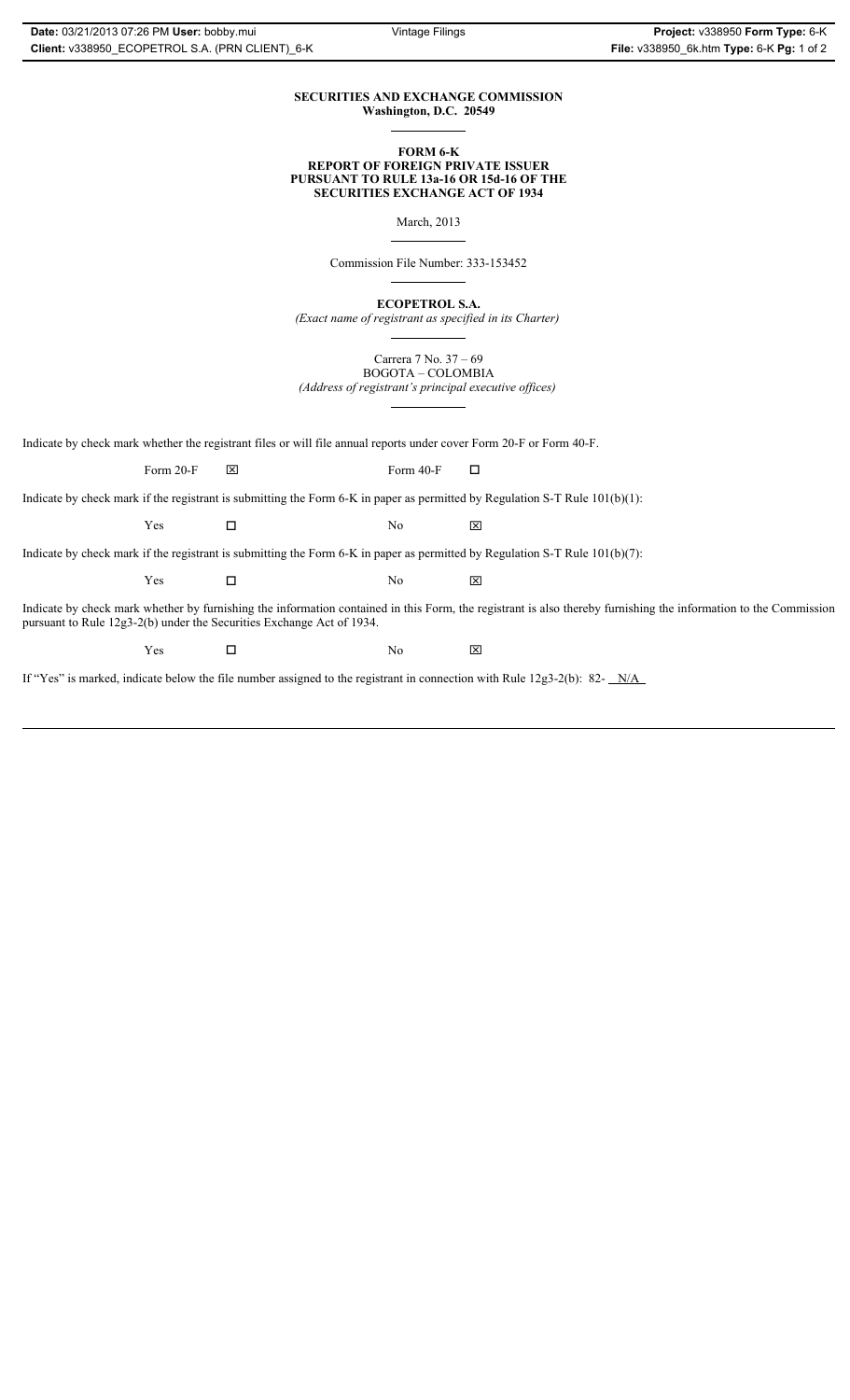**SECURITIES AND EXCHANGE COMMISSION**
**Washington, D.C. 20549**

**FORM 6-K**
**REPORT OF FOREIGN PRIVATE ISSUER**
**PURSUANT TO RULE 13a-16 OR 15d-16 OF THE**
**SECURITIES EXCHANGE ACT OF 1934**

March, 2013

Commission File Number: 333-153452

**ECOPETROL S.A.**
*(Exact name of registrant as specified in its Charter)*

Carrera 7 No. 37 – 69
BOGOTA – COLOMBIA
*(Address of registrant's principal executive offices)*

Indicate by check mark whether the registrant files or will file annual reports under cover Form 20-F or Form 40-F.

Form 20-F ☒ Form 40-F ☐

Indicate by check mark if the registrant is submitting the Form 6-K in paper as permitted by Regulation S-T Rule 101(b)(1):

Yes ☐ No ☒

Indicate by check mark if the registrant is submitting the Form 6-K in paper as permitted by Regulation S-T Rule 101(b)(7):

Yes ☐ No ☒

Indicate by check mark whether by furnishing the information contained in this Form, the registrant is also thereby furnishing the information to the Commission pursuant to Rule 12g3-2(b) under the Securities Exchange Act of 1934.

Yes ☐ No ☒

If "Yes" is marked, indicate below the file number assigned to the registrant in connection with Rule 12g3-2(b): 82- N/A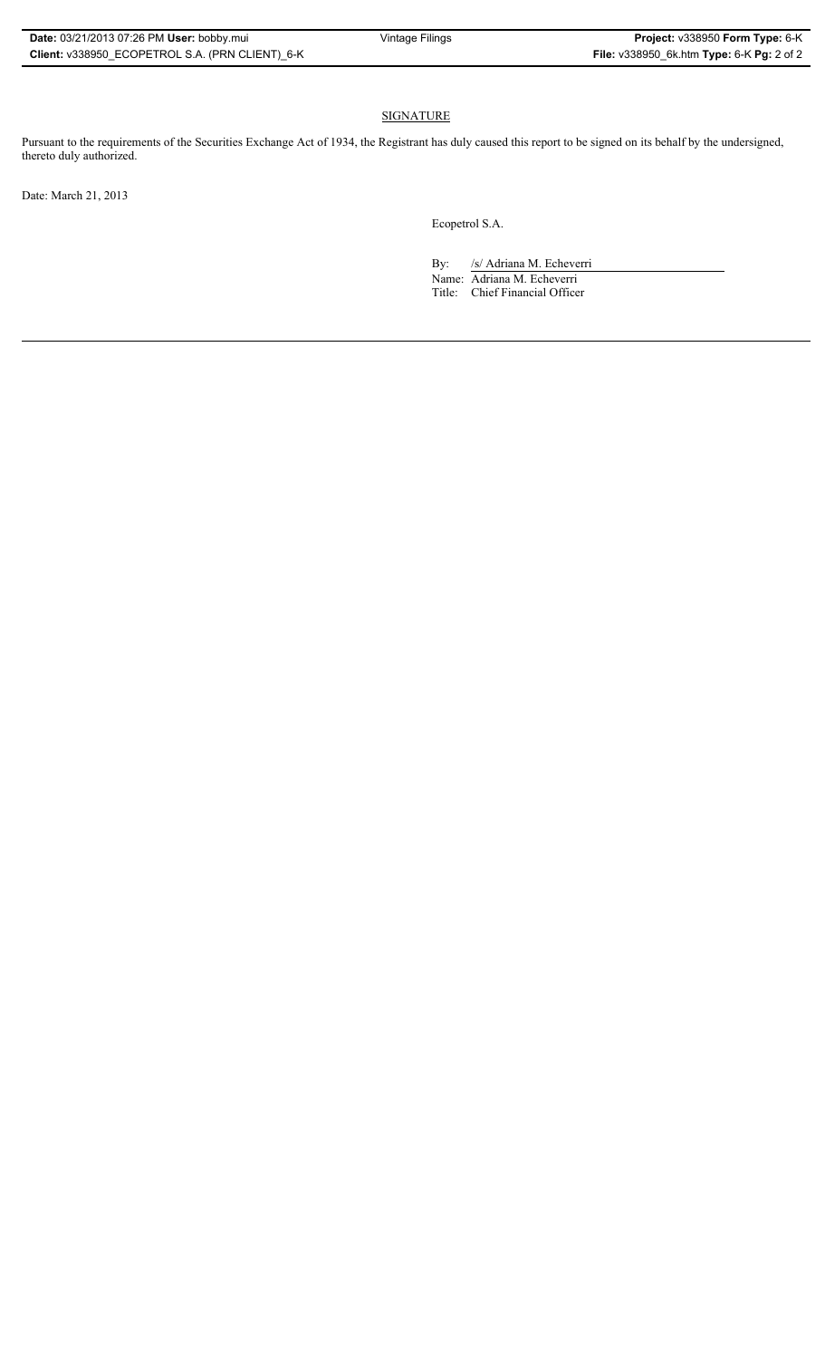## SIGNATURE

Pursuant to the requirements of the Securities Exchange Act of 1934, the Registrant has duly caused this report to be signed on its behalf by the undersigned, thereto duly authorized.

Date: March 21, 2013

Ecopetrol S.A.

By: /s/ Adriana M. Echeverri
Name: Adriana M. Echeverri
Title: Chief Financial Officer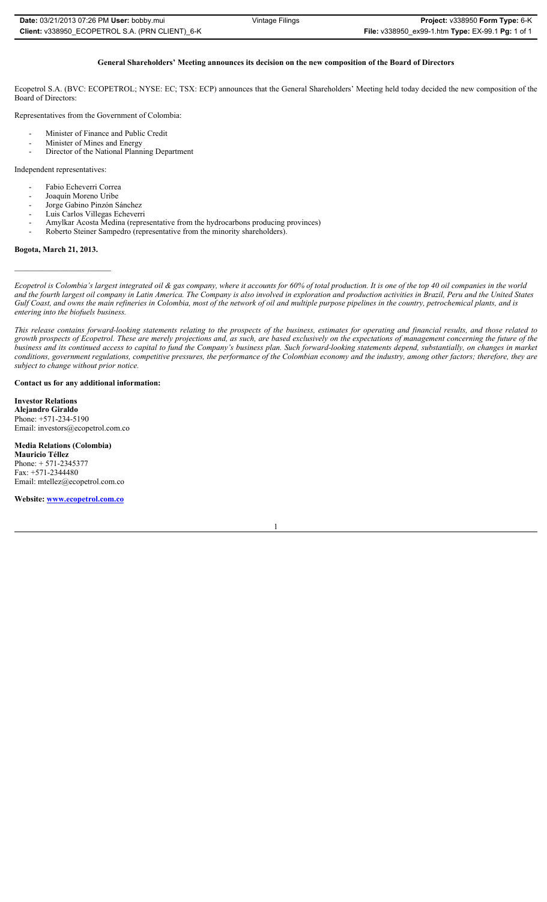**General Shareholders' Meeting announces its decision on the new composition of the Board of Directors**

Ecopetrol S.A. (BVC: ECOPETROL; NYSE: EC; TSX: ECP) announces that the General Shareholders' Meeting held today decided the new composition of the Board of Directors:

Representatives from the Government of Colombia:

- Minister of Finance and Public Credit
- Minister of Mines and Energy
- Director of the National Planning Department

Independent representatives:

- Fabio Echeverri Correa
- Joaquín Moreno Uribe
- Jorge Gabino Pinzón Sánchez
- Luis Carlos Villegas Echeverri
- Amylkar Acosta Medina (representative from the hydrocarbons producing provinces)
- Roberto Steiner Sampedro (representative from the minority shareholders).

**Bogota, March 21, 2013.**

---

*Ecopetrol is Colombia's largest integrated oil & gas company, where it accounts for 60% of total production. It is one of the top 40 oil companies in the world and the fourth largest oil company in Latin America. The Company is also involved in exploration and production activities in Brazil, Peru and the United States Gulf Coast, and owns the main refineries in Colombia, most of the network of oil and multiple purpose pipelines in the country, petrochemical plants, and is entering into the biofuels business.*

*This release contains forward-looking statements relating to the prospects of the business, estimates for operating and financial results, and those related to growth prospects of Ecopetrol. These are merely projections and, as such, are based exclusively on the expectations of management concerning the future of the business and its continued access to capital to fund the Company's business plan. Such forward-looking statements depend, substantially, on changes in market conditions, government regulations, competitive pressures, the performance of the Colombian economy and the industry, among other factors; therefore, they are subject to change without prior notice.*

**Contact us for any additional information:**

**Investor Relations**
**Alejandro Giraldo**
Phone: +571-234-5190
Email: investors@ecopetrol.com.co

**Media Relations (Colombia)**
**Mauricio Téllez**
Phone: + 571-2345377
Fax: +571-2344480
Email: mtellez@ecopetrol.com.co

**Website: www.ecopetrol.com.co**